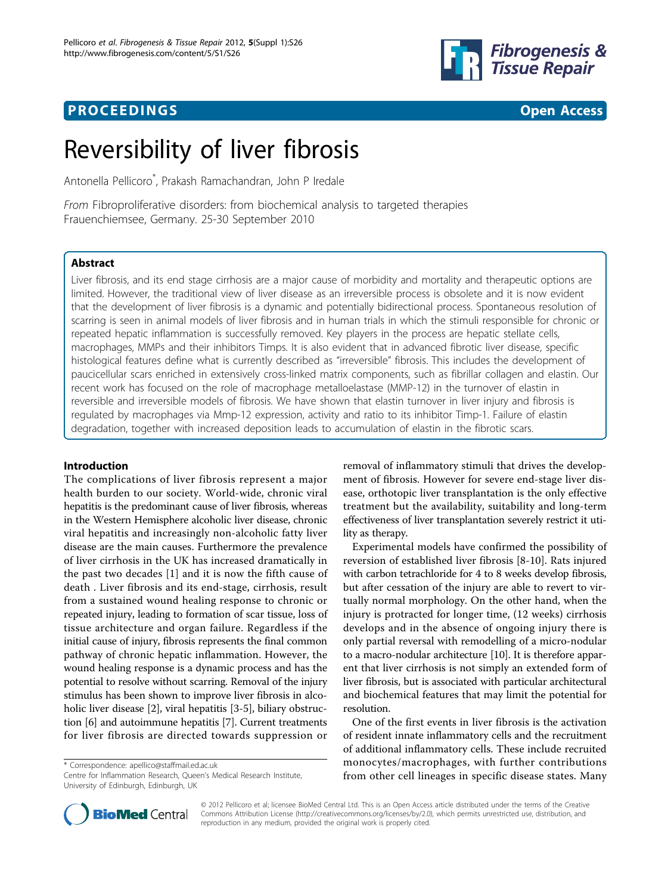**PROCEEDINGS** **Open Access**

# Reversibility of liver fibrosis

Antonella Pellicoro*, Prakash Ramachandran, John P Iredale

*From* Fibroproliferative disorders: from biochemical analysis to targeted therapies
Frauenchiemsee, Germany. 25-30 September 2010

## Abstract

Liver fibrosis, and its end stage cirrhosis are a major cause of morbidity and mortality and therapeutic options are limited. However, the traditional view of liver disease as an irreversible process is obsolete and it is now evident that the development of liver fibrosis is a dynamic and potentially bidirectional process. Spontaneous resolution of scarring is seen in animal models of liver fibrosis and in human trials in which the stimuli responsible for chronic or repeated hepatic inflammation is successfully removed. Key players in the process are hepatic stellate cells, macrophages, MMPs and their inhibitors Timps. It is also evident that in advanced fibrotic liver disease, specific histological features define what is currently described as "irreversible" fibrosis. This includes the development of paucicellular scars enriched in extensively cross-linked matrix components, such as fibrillar collagen and elastin. Our recent work has focused on the role of macrophage metalloelastase (MMP-12) in the turnover of elastin in reversible and irreversible models of fibrosis. We have shown that elastin turnover in liver injury and fibrosis is regulated by macrophages via Mmp-12 expression, activity and ratio to its inhibitor Timp-1. Failure of elastin degradation, together with increased deposition leads to accumulation of elastin in the fibrotic scars.

## Introduction

The complications of liver fibrosis represent a major health burden to our society. World-wide, chronic viral hepatitis is the predominant cause of liver fibrosis, whereas in the Western Hemisphere alcoholic liver disease, chronic viral hepatitis and increasingly non-alcoholic fatty liver disease are the main causes. Furthermore the prevalence of liver cirrhosis in the UK has increased dramatically in the past two decades [1] and it is now the fifth cause of death . Liver fibrosis and its end-stage, cirrhosis, result from a sustained wound healing response to chronic or repeated injury, leading to formation of scar tissue, loss of tissue architecture and organ failure. Regardless if the initial cause of injury, fibrosis represents the final common pathway of chronic hepatic inflammation. However, the wound healing response is a dynamic process and has the potential to resolve without scarring. Removal of the injury stimulus has been shown to improve liver fibrosis in alcoholic liver disease [2], viral hepatitis [3-5], biliary obstruction [6] and autoimmune hepatitis [7]. Current treatments for liver fibrosis are directed towards suppression or removal of inflammatory stimuli that drives the development of fibrosis. However for severe end-stage liver disease, orthotopic liver transplantation is the only effective treatment but the availability, suitability and long-term effectiveness of liver transplantation severely restrict it utility as therapy.

Experimental models have confirmed the possibility of reversion of established liver fibrosis [8-10]. Rats injured with carbon tetrachloride for 4 to 8 weeks develop fibrosis, but after cessation of the injury are able to revert to virtually normal morphology. On the other hand, when the injury is protracted for longer time, (12 weeks) cirrhosis develops and in the absence of ongoing injury there is only partial reversal with remodelling of a micro-nodular to a macro-nodular architecture [10]. It is therefore apparent that liver cirrhosis is not simply an extended form of liver fibrosis, but is associated with particular architectural and biochemical features that may limit the potential for resolution.

One of the first events in liver fibrosis is the activation of resident innate inflammatory cells and the recruitment of additional inflammatory cells. These include recruited monocytes/macrophages, with further contributions from other cell lineages in specific disease states. Many

\* Correspondence: apellico@staffmail.ed.ac.uk
Centre for Inflammation Research, Queen's Medical Research Institute, University of Edinburgh, Edinburgh, UK

© 2012 Pellicoro et al; licensee BioMed Central Ltd. This is an Open Access article distributed under the terms of the Creative Commons Attribution License (http://creativecommons.org/licenses/by/2.0), which permits unrestricted use, distribution, and reproduction in any medium, provided the original work is properly cited.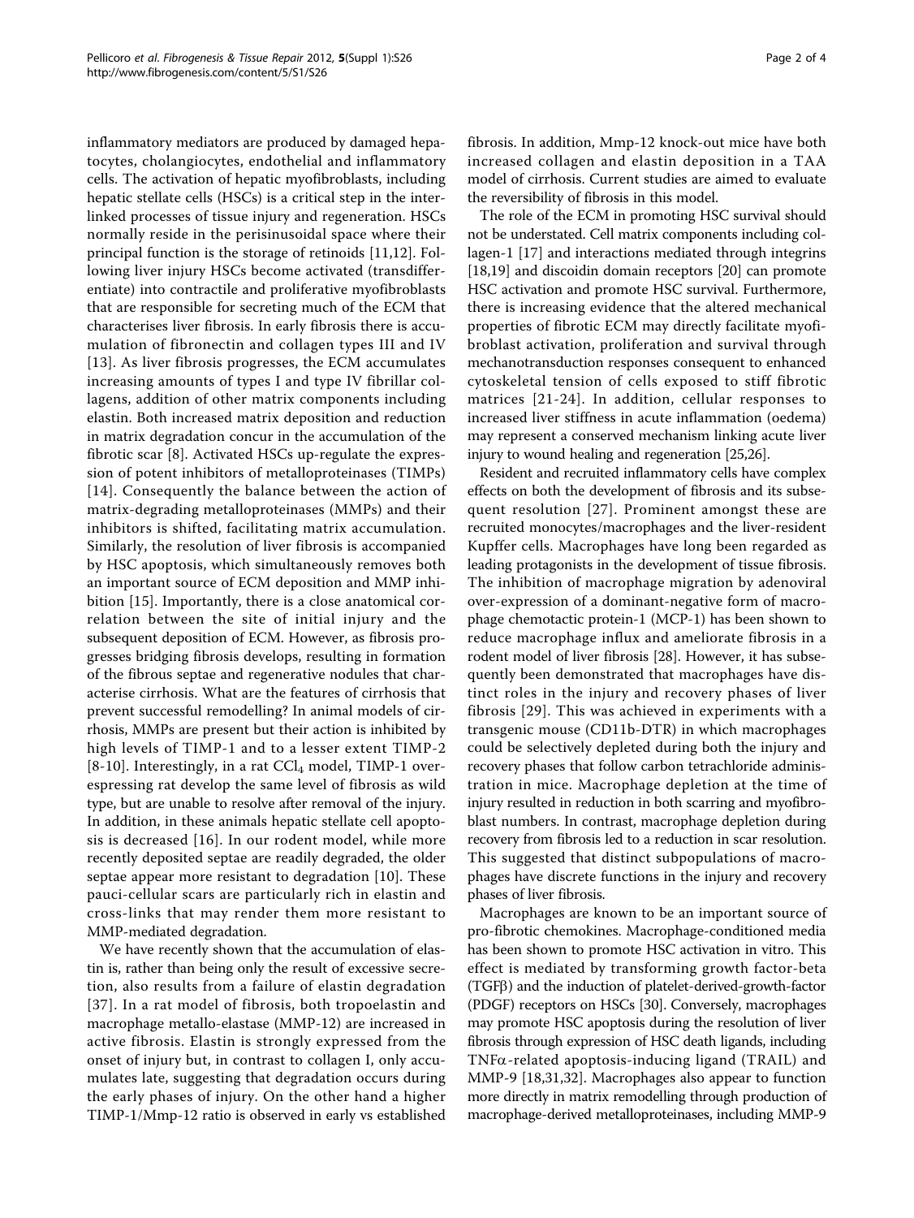inflammatory mediators are produced by damaged hepatocytes, cholangiocytes, endothelial and inflammatory cells. The activation of hepatic myofibroblasts, including hepatic stellate cells (HSCs) is a critical step in the interlinked processes of tissue injury and regeneration. HSCs normally reside in the perisinusoidal space where their principal function is the storage of retinoids [11,12]. Following liver injury HSCs become activated (transdifferentiate) into contractile and proliferative myofibroblasts that are responsible for secreting much of the ECM that characterises liver fibrosis. In early fibrosis there is accumulation of fibronectin and collagen types III and IV [13]. As liver fibrosis progresses, the ECM accumulates increasing amounts of types I and type IV fibrillar collagens, addition of other matrix components including elastin. Both increased matrix deposition and reduction in matrix degradation concur in the accumulation of the fibrotic scar [8]. Activated HSCs up-regulate the expression of potent inhibitors of metalloproteinases (TIMPs) [14]. Consequently the balance between the action of matrix-degrading metalloproteinases (MMPs) and their inhibitors is shifted, facilitating matrix accumulation. Similarly, the resolution of liver fibrosis is accompanied by HSC apoptosis, which simultaneously removes both an important source of ECM deposition and MMP inhibition [15]. Importantly, there is a close anatomical correlation between the site of initial injury and the subsequent deposition of ECM. However, as fibrosis progresses bridging fibrosis develops, resulting in formation of the fibrous septae and regenerative nodules that characterise cirrhosis. What are the features of cirrhosis that prevent successful remodelling? In animal models of cirrhosis, MMPs are present but their action is inhibited by high levels of TIMP-1 and to a lesser extent TIMP-2 [8-10]. Interestingly, in a rat $CCl_4$ model, TIMP-1 overespressing rat develop the same level of fibrosis as wild type, but are unable to resolve after removal of the injury. In addition, in these animals hepatic stellate cell apoptosis is decreased [16]. In our rodent model, while more recently deposited septae are readily degraded, the older septae appear more resistant to degradation [10]. These pauci-cellular scars are particularly rich in elastin and cross-links that may render them more resistant to MMP-mediated degradation.

We have recently shown that the accumulation of elastin is, rather than being only the result of excessive secretion, also results from a failure of elastin degradation [37]. In a rat model of fibrosis, both tropoelastin and macrophage metallo-elastase (MMP-12) are increased in active fibrosis. Elastin is strongly expressed from the onset of injury but, in contrast to collagen I, only accumulates late, suggesting that degradation occurs during the early phases of injury. On the other hand a higher TIMP-1/Mmp-12 ratio is observed in early vs established fibrosis. In addition, Mmp-12 knock-out mice have both increased collagen and elastin deposition in a TAA model of cirrhosis. Current studies are aimed to evaluate the reversibility of fibrosis in this model.

The role of the ECM in promoting HSC survival should not be understated. Cell matrix components including collagen-1 [17] and interactions mediated through integrins [18,19] and discoidin domain receptors [20] can promote HSC activation and promote HSC survival. Furthermore, there is increasing evidence that the altered mechanical properties of fibrotic ECM may directly facilitate myofibroblast activation, proliferation and survival through mechanotransduction responses consequent to enhanced cytoskeletal tension of cells exposed to stiff fibrotic matrices [21-24]. In addition, cellular responses to increased liver stiffness in acute inflammation (oedema) may represent a conserved mechanism linking acute liver injury to wound healing and regeneration [25,26].

Resident and recruited inflammatory cells have complex effects on both the development of fibrosis and its subsequent resolution [27]. Prominent amongst these are recruited monocytes/macrophages and the liver-resident Kupffer cells. Macrophages have long been regarded as leading protagonists in the development of tissue fibrosis. The inhibition of macrophage migration by adenoviral over-expression of a dominant-negative form of macrophage chemotactic protein-1 (MCP-1) has been shown to reduce macrophage influx and ameliorate fibrosis in a rodent model of liver fibrosis [28]. However, it has subsequently been demonstrated that macrophages have distinct roles in the injury and recovery phases of liver fibrosis [29]. This was achieved in experiments with a transgenic mouse (CD11b-DTR) in which macrophages could be selectively depleted during both the injury and recovery phases that follow carbon tetrachloride administration in mice. Macrophage depletion at the time of injury resulted in reduction in both scarring and myofibroblast numbers. In contrast, macrophage depletion during recovery from fibrosis led to a reduction in scar resolution. This suggested that distinct subpopulations of macrophages have discrete functions in the injury and recovery phases of liver fibrosis.

Macrophages are known to be an important source of pro-fibrotic chemokines. Macrophage-conditioned media has been shown to promote HSC activation in vitro. This effect is mediated by transforming growth factor-beta (TGFβ) and the induction of platelet-derived-growth-factor (PDGF) receptors on HSCs [30]. Conversely, macrophages may promote HSC apoptosis during the resolution of liver fibrosis through expression of HSC death ligands, including TNFα-related apoptosis-inducing ligand (TRAIL) and MMP-9 [18,31,32]. Macrophages also appear to function more directly in matrix remodelling through production of macrophage-derived metalloproteinases, including MMP-9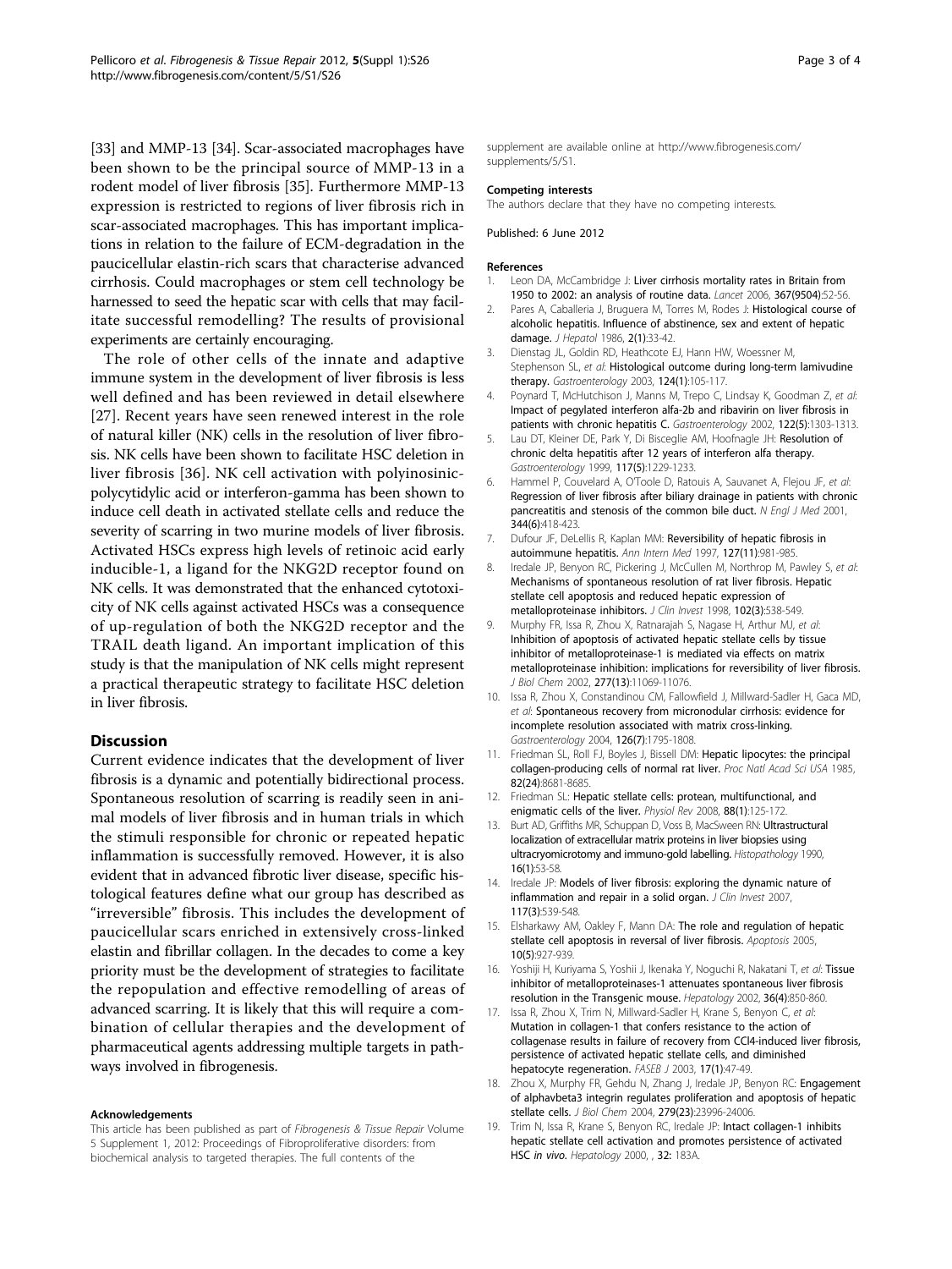[33] and MMP-13 [34]. Scar-associated macrophages have been shown to be the principal source of MMP-13 in a rodent model of liver fibrosis [35]. Furthermore MMP-13 expression is restricted to regions of liver fibrosis rich in scar-associated macrophages. This has important implications in relation to the failure of ECM-degradation in the paucicellular elastin-rich scars that characterise advanced cirrhosis. Could macrophages or stem cell technology be harnessed to seed the hepatic scar with cells that may facilitate successful remodelling? The results of provisional experiments are certainly encouraging.

The role of other cells of the innate and adaptive immune system in the development of liver fibrosis is less well defined and has been reviewed in detail elsewhere [27]. Recent years have seen renewed interest in the role of natural killer (NK) cells in the resolution of liver fibrosis. NK cells have been shown to facilitate HSC deletion in liver fibrosis [36]. NK cell activation with polyinosinic-polycytidylic acid or interferon-gamma has been shown to induce cell death in activated stellate cells and reduce the severity of scarring in two murine models of liver fibrosis. Activated HSCs express high levels of retinoic acid early inducible-1, a ligand for the NKG2D receptor found on NK cells. It was demonstrated that the enhanced cytotoxicity of NK cells against activated HSCs was a consequence of up-regulation of both the NKG2D receptor and the TRAIL death ligand. An important implication of this study is that the manipulation of NK cells might represent a practical therapeutic strategy to facilitate HSC deletion in liver fibrosis.

## Discussion

Current evidence indicates that the development of liver fibrosis is a dynamic and potentially bidirectional process. Spontaneous resolution of scarring is readily seen in animal models of liver fibrosis and in human trials in which the stimuli responsible for chronic or repeated hepatic inflammation is successfully removed. However, it is also evident that in advanced fibrotic liver disease, specific histological features define what our group has described as "irreversible" fibrosis. This includes the development of paucicellular scars enriched in extensively cross-linked elastin and fibrillar collagen. In the decades to come a key priority must be the development of strategies to facilitate the repopulation and effective remodelling of areas of advanced scarring. It is likely that this will require a combination of cellular therapies and the development of pharmaceutical agents addressing multiple targets in pathways involved in fibrogenesis.

#### Acknowledgements

This article has been published as part of *Fibrogenesis & Tissue Repair* Volume 5 Supplement 1, 2012: Proceedings of Fibroproliferative disorders: from biochemical analysis to targeted therapies. The full contents of the supplement are available online at http://www.fibrogenesis.com/supplements/5/S1.

#### Competing interests

The authors declare that they have no competing interests.

Published: 6 June 2012

#### References

1. Leon DA, McCambridge J: **Liver cirrhosis mortality rates in Britain from 1950 to 2002: an analysis of routine data.** *Lancet* 2006, **367(9504)**:52-56.
2. Pares A, Caballeria J, Bruguera M, Torres M, Rodes J: **Histological course of alcoholic hepatitis. Influence of abstinence, sex and extent of hepatic damage.** *J Hepatol* 1986, **2(1)**:33-42.
3. Dienstag JL, Goldin RD, Heathcote EJ, Hann HW, Woessner M, Stephenson SL, *et al*: **Histological outcome during long-term lamivudine therapy.** *Gastroenterology* 2003, **124(1)**:105-117.
4. Poynard T, McHutchison J, Manns M, Trepo C, Lindsay K, Goodman Z, *et al*: **Impact of pegylated interferon alfa-2b and ribavirin on liver fibrosis in patients with chronic hepatitis C.** *Gastroenterology* 2002, **122(5)**:1303-1313.
5. Lau DT, Kleiner DE, Park Y, Di Bisceglie AM, Hoofnagle JH: **Resolution of chronic delta hepatitis after 12 years of interferon alfa therapy.** *Gastroenterology* 1999, **117(5)**:1229-1233.
6. Hammel P, Couvelard A, O'Toole D, Ratouis A, Sauvanet A, Flejou JF, *et al*: **Regression of liver fibrosis after biliary drainage in patients with chronic pancreatitis and stenosis of the common bile duct.** *N Engl J Med* 2001, **344(6)**:418-423.
7. Dufour JF, DeLellis R, Kaplan MM: **Reversibility of hepatic fibrosis in autoimmune hepatitis.** *Ann Intern Med* 1997, **127(11)**:981-985.
8. Iredale JP, Benyon RC, Pickering J, McCullen M, Northrop M, Pawley S, *et al*: **Mechanisms of spontaneous resolution of rat liver fibrosis. Hepatic stellate cell apoptosis and reduced hepatic expression of metalloproteinase inhibitors.** *J Clin Invest* 1998, **102(3)**:538-549.
9. Murphy FR, Issa R, Zhou X, Ratnarajah S, Nagase H, Arthur MJ, *et al*: **Inhibition of apoptosis of activated hepatic stellate cells by tissue inhibitor of metalloproteinase-1 is mediated via effects on matrix metalloproteinase inhibition: implications for reversibility of liver fibrosis.** *J Biol Chem* 2002, **277(13)**:11069-11076.
10. Issa R, Zhou X, Constandinou CM, Fallowfield J, Millward-Sadler H, Gaca MD, *et al*: **Spontaneous recovery from micronodular cirrhosis: evidence for incomplete resolution associated with matrix cross-linking.** *Gastroenterology* 2004, **126(7)**:1795-1808.
11. Friedman SL, Roll FJ, Boyles J, Bissell DM: **Hepatic lipocytes: the principal collagen-producing cells of normal rat liver.** *Proc Natl Acad Sci USA* 1985, **82(24)**:8681-8685.
12. Friedman SL: **Hepatic stellate cells: protean, multifunctional, and enigmatic cells of the liver.** *Physiol Rev* 2008, **88(1)**:125-172.
13. Burt AD, Griffiths MR, Schuppan D, Voss B, MacSween RN: **Ultrastructural localization of extracellular matrix proteins in liver biopsies using ultracryomicrotomy and immuno-gold labelling.** *Histopathology* 1990, **16(1)**:53-58.
14. Iredale JP: **Models of liver fibrosis: exploring the dynamic nature of inflammation and repair in a solid organ.** *J Clin Invest* 2007, **117(3)**:539-548.
15. Elsharkawy AM, Oakley F, Mann DA: **The role and regulation of hepatic stellate cell apoptosis in reversal of liver fibrosis.** *Apoptosis* 2005, **10(5)**:927-939.
16. Yoshiji H, Kuriyama S, Yoshii J, Ikenaka Y, Noguchi R, Nakatani T, *et al*: **Tissue inhibitor of metalloproteinases-1 attenuates spontaneous liver fibrosis resolution in the Transgenic mouse.** *Hepatology* 2002, **36(4)**:850-860.
17. Issa R, Zhou X, Trim N, Millward-Sadler H, Krane S, Benyon C, *et al*: **Mutation in collagen-1 that confers resistance to the action of collagenase results in failure of recovery from CCl4-induced liver fibrosis, persistence of activated hepatic stellate cells, and diminished hepatocyte regeneration.** *FASEB J* 2003, **17(1)**:47-49.
18. Zhou X, Murphy FR, Gehdu N, Zhang J, Iredale JP, Benyon RC: **Engagement of alphavbeta3 integrin regulates proliferation and apoptosis of hepatic stellate cells.** *J Biol Chem* 2004, **279(23)**:23996-24006.
19. Trim N, Issa R, Krane S, Benyon RC, Iredale JP: **Intact collagen-1 inhibits hepatic stellate cell activation and promotes persistence of activated HSC *in vivo*.** *Hepatology* 2000, , **32**: 183A.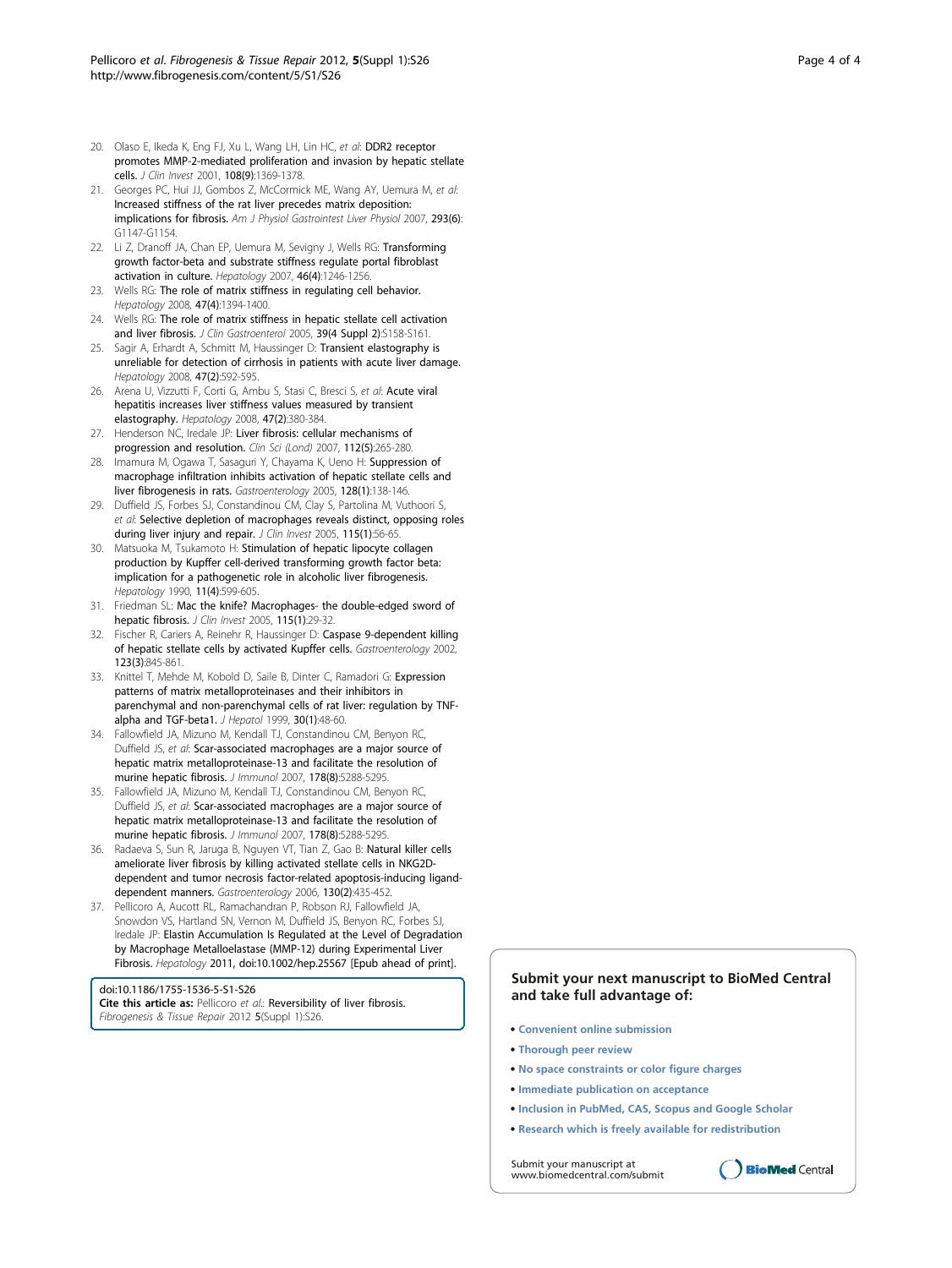20. Olaso E, Ikeda K, Eng FJ, Xu L, Wang LH, Lin HC, *et al*: **DDR2 receptor promotes MMP-2-mediated proliferation and invasion by hepatic stellate cells.** *J Clin Invest* 2001, **108(9)**:1369-1378.
21. Georges PC, Hui JJ, Gombos Z, McCormick ME, Wang AY, Uemura M, *et al*: **Increased stiffness of the rat liver precedes matrix deposition: implications for fibrosis.** *Am J Physiol Gastrointest Liver Physiol* 2007, **293(6)**: G1147-G1154.
22. Li Z, Dranoff JA, Chan EP, Uemura M, Sevigny J, Wells RG: **Transforming growth factor-beta and substrate stiffness regulate portal fibroblast activation in culture.** *Hepatology* 2007, **46(4)**:1246-1256.
23. Wells RG: **The role of matrix stiffness in regulating cell behavior.** *Hepatology* 2008, **47(4)**:1394-1400.
24. Wells RG: **The role of matrix stiffness in hepatic stellate cell activation and liver fibrosis.** *J Clin Gastroenterol* 2005, **39(4 Suppl 2)**:S158-S161.
25. Sagir A, Erhardt A, Schmitt M, Haussinger D: **Transient elastography is unreliable for detection of cirrhosis in patients with acute liver damage.** *Hepatology* 2008, **47(2)**:592-595.
26. Arena U, Vizzutti F, Corti G, Ambu S, Stasi C, Bresci S, *et al*: **Acute viral hepatitis increases liver stiffness values measured by transient elastography.** *Hepatology* 2008, **47(2)**:380-384.
27. Henderson NC, Iredale JP: **Liver fibrosis: cellular mechanisms of progression and resolution.** *Clin Sci (Lond)* 2007, **112(5)**:265-280.
28. Imamura M, Ogawa T, Sasaguri Y, Chayama K, Ueno H: **Suppression of macrophage infiltration inhibits activation of hepatic stellate cells and liver fibrogenesis in rats.** *Gastroenterology* 2005, **128(1)**:138-146.
29. Duffield JS, Forbes SJ, Constandinou CM, Clay S, Partolina M, Vuthoori S, *et al*: **Selective depletion of macrophages reveals distinct, opposing roles during liver injury and repair.** *J Clin Invest* 2005, **115(1)**:56-65.
30. Matsuoka M, Tsukamoto H: **Stimulation of hepatic lipocyte collagen production by Kupffer cell-derived transforming growth factor beta: implication for a pathogenetic role in alcoholic liver fibrogenesis.** *Hepatology* 1990, **11(4)**:599-605.
31. Friedman SL: **Mac the knife? Macrophages- the double-edged sword of hepatic fibrosis.** *J Clin Invest* 2005, **115(1)**:29-32.
32. Fischer R, Cariers A, Reinehr R, Haussinger D: **Caspase 9-dependent killing of hepatic stellate cells by activated Kupffer cells.** *Gastroenterology* 2002, **123(3)**:845-861.
33. Knittel T, Mehde M, Kobold D, Saile B, Dinter C, Ramadori G: **Expression patterns of matrix metalloproteinases and their inhibitors in parenchymal and non-parenchymal cells of rat liver: regulation by TNF-alpha and TGF-beta1.** *J Hepatol* 1999, **30(1)**:48-60.
34. Fallowfield JA, Mizuno M, Kendall TJ, Constandinou CM, Benyon RC, Duffield JS, *et al*: **Scar-associated macrophages are a major source of hepatic matrix metalloproteinase-13 and facilitate the resolution of murine hepatic fibrosis.** *J Immunol* 2007, **178(8)**:5288-5295.
35. Fallowfield JA, Mizuno M, Kendall TJ, Constandinou CM, Benyon RC, Duffield JS, *et al*: **Scar-associated macrophages are a major source of hepatic matrix metalloproteinase-13 and facilitate the resolution of murine hepatic fibrosis.** *J Immunol* 2007, **178(8)**:5288-5295.
36. Radaeva S, Sun R, Jaruga B, Nguyen VT, Tian Z, Gao B: **Natural killer cells ameliorate liver fibrosis by killing activated stellate cells in NKG2D-dependent and tumor necrosis factor-related apoptosis-inducing ligand-dependent manners.** *Gastroenterology* 2006, **130(2)**:435-452.
37. Pellicoro A, Aucott RL, Ramachandran P, Robson RJ, Fallowfield JA, Snowdon VS, Hartland SN, Vernon M, Duffield JS, Benyon RC, Forbes SJ, Iredale JP: **Elastin Accumulation Is Regulated at the Level of Degradation by Macrophage Metalloelastase (MMP-12) during Experimental Liver Fibrosis.** *Hepatology* 2011, doi:10.1002/hep.25567 [Epub ahead of print].

doi:10.1186/1755-1536-5-S1-S26
**Cite this article as:** Pellicoro *et al.*: Reversibility of liver fibrosis. *Fibrogenesis & Tissue Repair* 2012 **5**(Suppl 1):S26.

**Submit your next manuscript to BioMed Central and take full advantage of:**

- Convenient online submission
- Thorough peer review
- No space constraints or color figure charges
- Immediate publication on acceptance
- Inclusion in PubMed, CAS, Scopus and Google Scholar
- Research which is freely available for redistribution

Submit your manuscript at www.biomedcentral.com/submit

BioMed Central